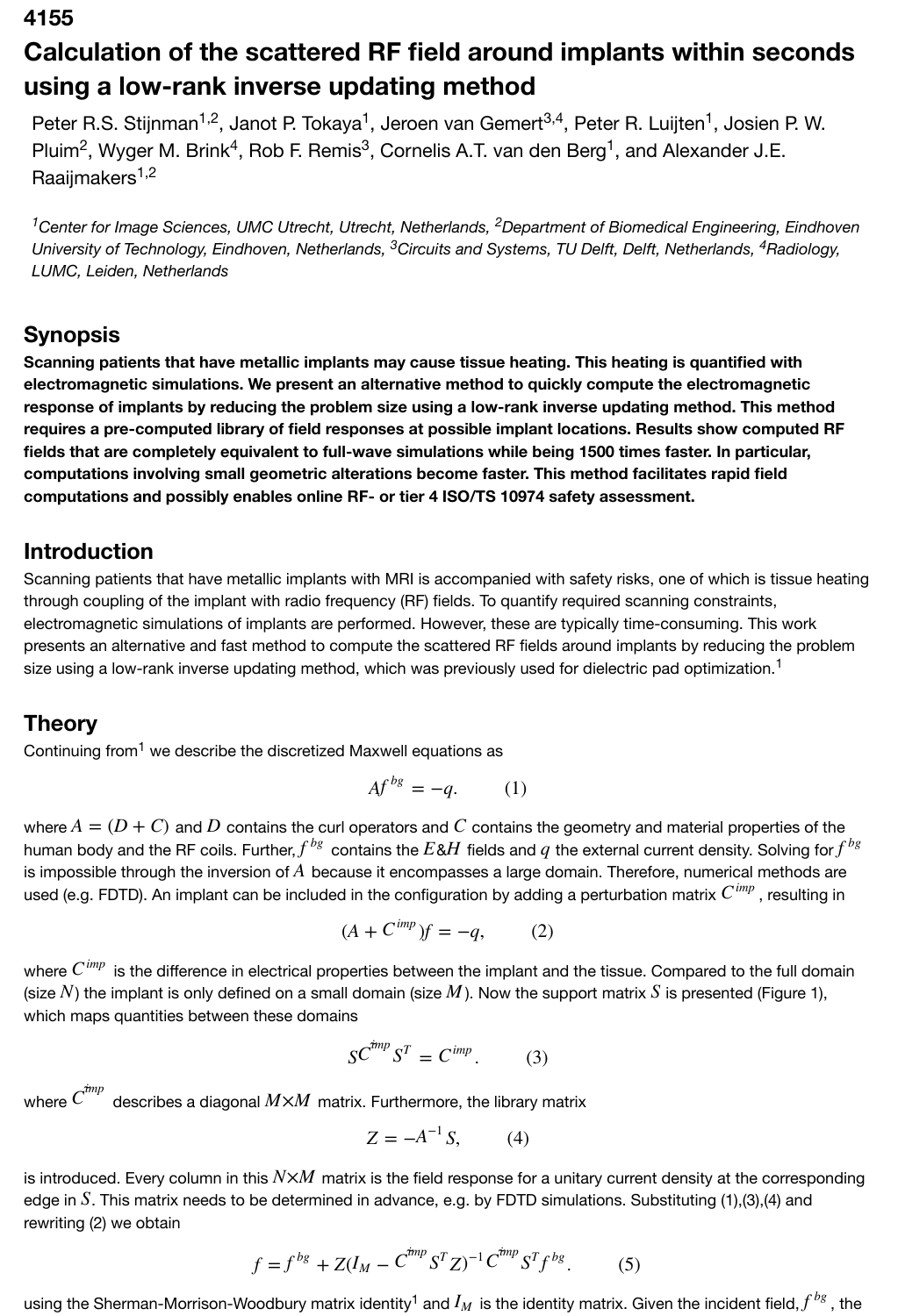4155

# Calculation of the scattered RF field around implants within seconds using a low-rank inverse updating method

Peter R.S. Stijnman[1,2], Janot P. Tokaya[1], Jeroen van Gemert[3,4], Peter R. Luijten[1], Josien P. W. Pluim[2], Wyger M. Brink[4], Rob F. Remis[3], Cornelis A.T. van den Berg[1], and Alexander J.E. Raaijmakers[1,2]

[1]*Center for Image Sciences, UMC Utrecht, Utrecht, Netherlands,* [2]*Department of Biomedical Engineering, Eindhoven University of Technology, Eindhoven, Netherlands,* [3]*Circuits and Systems, TU Delft, Delft, Netherlands,* [4]*Radiology, LUMC, Leiden, Netherlands*

## Synopsis

**Scanning patients that have metallic implants may cause tissue heating. This heating is quantified with electromagnetic simulations. We present an alternative method to quickly compute the electromagnetic response of implants by reducing the problem size using a low-rank inverse updating method. This method requires a pre-computed library of field responses at possible implant locations. Results show computed RF fields that are completely equivalent to full-wave simulations while being 1500 times faster. In particular, computations involving small geometric alterations become faster. This method facilitates rapid field computations and possibly enables online RF- or tier 4 ISO/TS 10974 safety assessment.**

## Introduction

Scanning patients that have metallic implants with MRI is accompanied with safety risks, one of which is tissue heating through coupling of the implant with radio frequency (RF) fields. To quantify required scanning constraints, electromagnetic simulations of implants are performed. However, these are typically time-consuming. This work presents an alternative and fast method to compute the scattered RF fields around implants by reducing the problem size using a low-rank inverse updating method, which was previously used for dielectric pad optimization.[1]

## Theory

Continuing from[1] we describe the discretized Maxwell equations as

$$Af^{bg} = -q. \qquad (1)$$

where $A = (D + C)$ and $D$ contains the curl operators and $C$ contains the geometry and material properties of the human body and the RF coils. Further, $f^{bg}$ contains the $E$&$H$ fields and $q$ the external current density. Solving for $f^{bg}$ is impossible through the inversion of $A$ because it encompasses a large domain. Therefore, numerical methods are used (e.g. FDTD). An implant can be included in the configuration by adding a perturbation matrix $C^{imp}$, resulting in

$$(A + C^{imp})f = -q, \qquad (2)$$

where $C^{imp}$ is the difference in electrical properties between the implant and the tissue. Compared to the full domain (size $N$) the implant is only defined on a small domain (size $M$). Now the support matrix $S$ is presented (Figure 1), which maps quantities between these domains

$$S\check{C}^{imp}S^T = C^{imp}. \qquad (3)$$

where $\check{C}^{imp}$ describes a diagonal $M \times M$ matrix. Furthermore, the library matrix

$$Z = -A^{-1}S, \qquad (4)$$

is introduced. Every column in this $N \times M$ matrix is the field response for a unitary current density at the corresponding edge in $S$. This matrix needs to be determined in advance, e.g. by FDTD simulations. Substituting (1),(3),(4) and rewriting (2) we obtain

$$f = f^{bg} + Z(I_M - \check{C}^{imp}S^TZ)^{-1}\check{C}^{imp}S^Tf^{bg}. \qquad (5)$$

using the Sherman-Morrison-Woodbury matrix identity[1] and $I_M$ is the identity matrix. Given the incident field, $f^{bg}$, the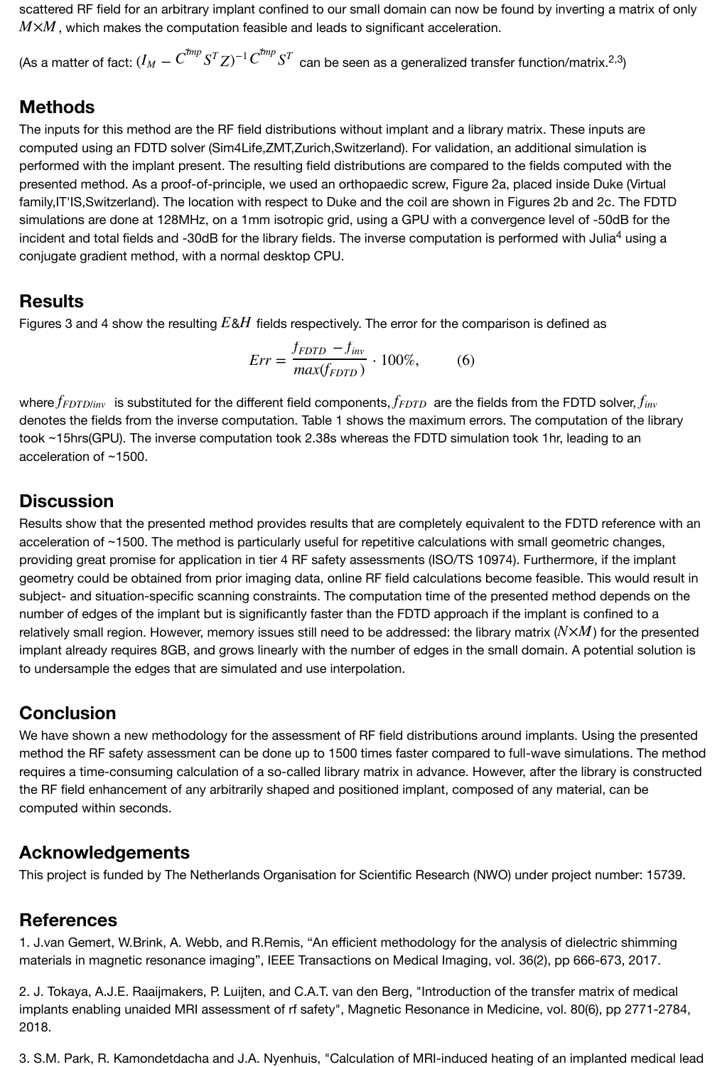scattered RF field for an arbitrary implant confined to our small domain can now be found by inverting a matrix of only $M \times M$, which makes the computation feasible and leads to significant acceleration.

(As a matter of fact: $(I_M - C^{imp} S^T Z)^{-1} C^{imp} S^T$ can be seen as a generalized transfer function/matrix.[2,3])

## Methods

The inputs for this method are the RF field distributions without implant and a library matrix. These inputs are computed using an FDTD solver (Sim4Life,ZMT,Zurich,Switserland). For validation, an additional simulation is performed with the implant present. The resulting field distributions are compared to the fields computed with the presented method. As a proof-of-principle, we used an orthopaedic screw, Figure 2a, placed inside Duke (Virtual family,IT'IS,Switzerland). The location with respect to Duke and the coil are shown in Figures 2b and 2c. The FDTD simulations are done at 128MHz, on a 1mm isotropic grid, using a GPU with a convergence level of -50dB for the incident and total fields and -30dB for the library fields. The inverse computation is performed with Julia[4] using a conjugate gradient method, with a normal desktop CPU.

## Results

Figures 3 and 4 show the resulting $E$&$H$ fields respectively. The error for the comparison is defined as

$$Err = \frac{f_{FDTD} - f_{inv}}{max(f_{FDTD})} \cdot 100\%, \qquad (6)$$

where $f_{FDTD/inv}$ is substituted for the different field components, $f_{FDTD}$ are the fields from the FDTD solver, $f_{inv}$ denotes the fields from the inverse computation. Table 1 shows the maximum errors. The computation of the library took ~15hrs(GPU). The inverse computation took 2.38s whereas the FDTD simulation took 1hr, leading to an acceleration of ~1500.

## Discussion

Results show that the presented method provides results that are completely equivalent to the FDTD reference with an acceleration of ~1500. The method is particularly useful for repetitive calculations with small geometric changes, providing great promise for application in tier 4 RF safety assessments (ISO/TS 10974). Furthermore, if the implant geometry could be obtained from prior imaging data, online RF field calculations become feasible. This would result in subject- and situation-specific scanning constraints. The computation time of the presented method depends on the number of edges of the implant but is significantly faster than the FDTD approach if the implant is confined to a relatively small region. However, memory issues still need to be addressed: the library matrix ($N \times M$) for the presented implant already requires 8GB, and grows linearly with the number of edges in the small domain. A potential solution is to undersample the edges that are simulated and use interpolation.

## Conclusion

We have shown a new methodology for the assessment of RF field distributions around implants. Using the presented method the RF safety assessment can be done up to 1500 times faster compared to full-wave simulations. The method requires a time-consuming calculation of a so-called library matrix in advance. However, after the library is constructed the RF field enhancement of any arbitrarily shaped and positioned implant, composed of any material, can be computed within seconds.

## Acknowledgements

This project is funded by The Netherlands Organisation for Scientific Research (NWO) under project number: 15739.

## References

1. J.van Gemert, W.Brink, A. Webb, and R.Remis, “An efficient methodology for the analysis of dielectric shimming materials in magnetic resonance imaging”, IEEE Transactions on Medical Imaging, vol. 36(2), pp 666-673, 2017.

2. J. Tokaya, A.J.E. Raaijmakers, P. Luijten, and C.A.T. van den Berg, "Introduction of the transfer matrix of medical implants enabling unaided MRI assessment of rf safety", Magnetic Resonance in Medicine, vol. 80(6), pp 2771-2784, 2018.

3. S.M. Park, R. Kamondetdacha and J.A. Nyenhuis, "Calculation of MRI-induced heating of an implanted medical lead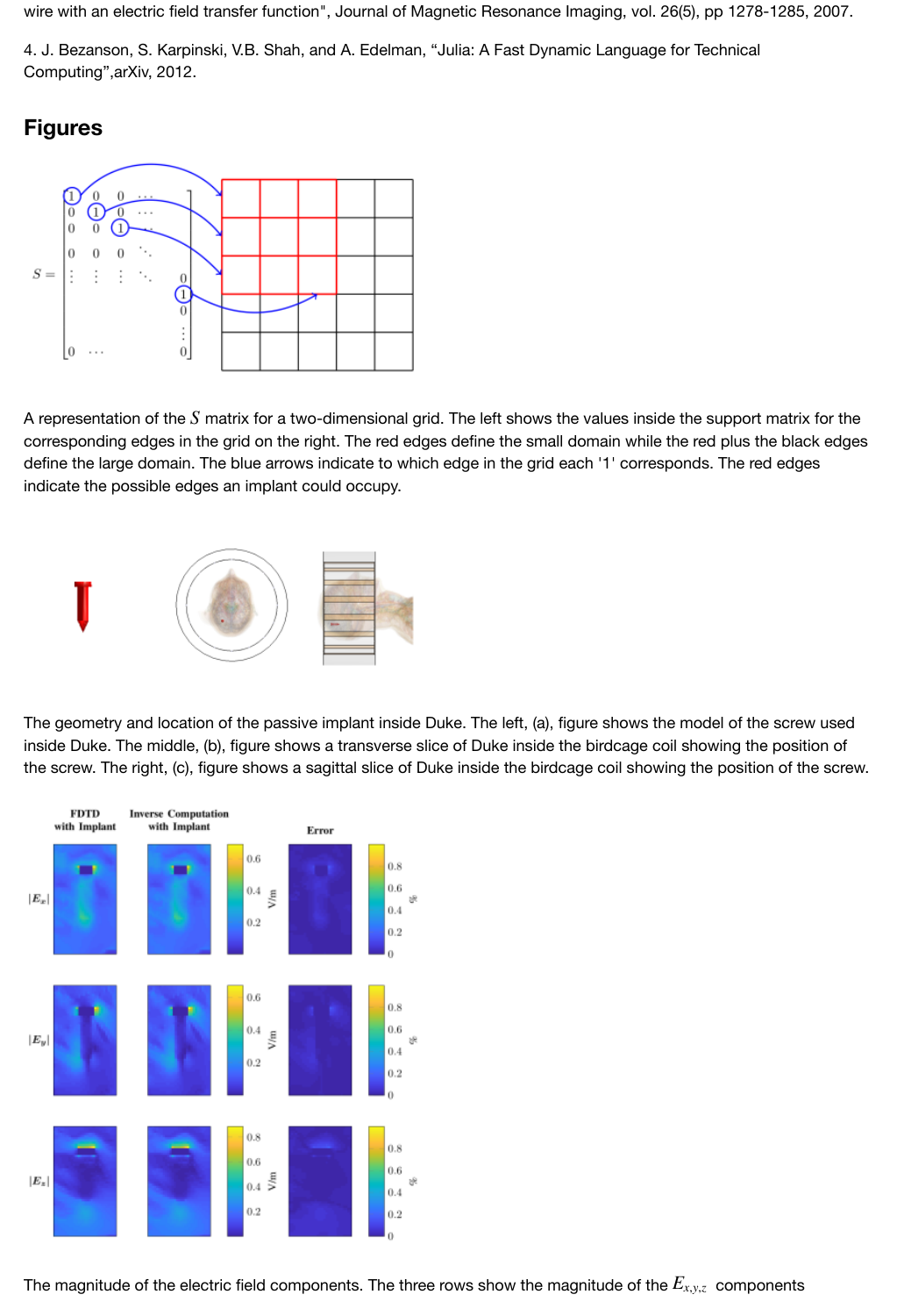wire with an electric field transfer function", Journal of Magnetic Resonance Imaging, vol. 26(5), pp 1278-1285, 2007.

4. J. Bezanson, S. Karpinski, V.B. Shah, and A. Edelman, "Julia: A Fast Dynamic Language for Technical Computing",arXiv, 2012.

## Figures

A representation of the $S$ matrix for a two-dimensional grid. The left shows the values inside the support matrix for the corresponding edges in the grid on the right. The red edges define the small domain while the red plus the black edges define the large domain. The blue arrows indicate to which edge in the grid each '1' corresponds. The red edges indicate the possible edges an implant could occupy.

The geometry and location of the passive implant inside Duke. The left, (a), figure shows the model of the screw used inside Duke. The middle, (b), figure shows a transverse slice of Duke inside the birdcage coil showing the position of the screw. The right, (c), figure shows a sagittal slice of Duke inside the birdcage coil showing the position of the screw.

The magnitude of the electric field components. The three rows show the magnitude of the $E_{x,y,z}$ components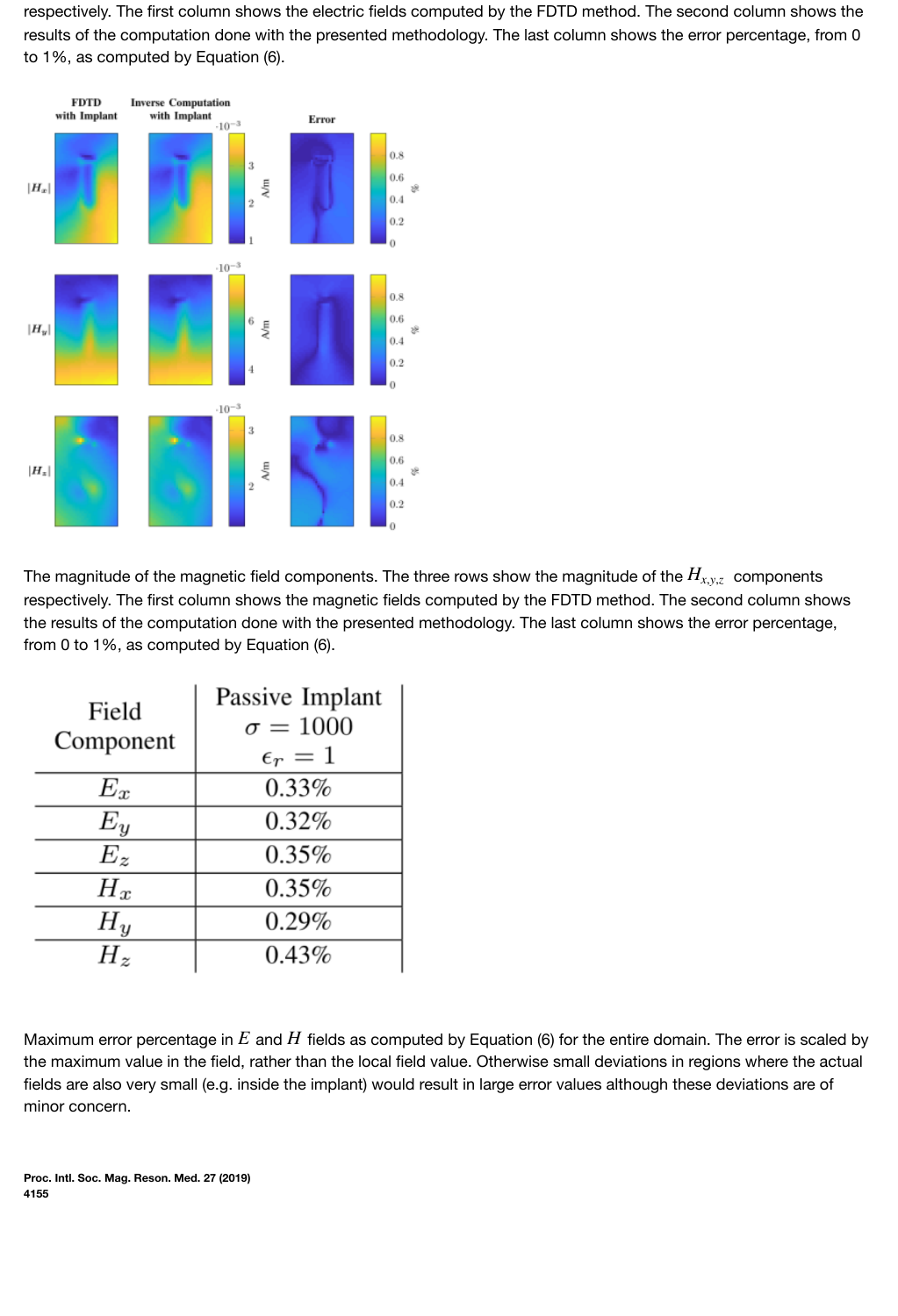respectively. The first column shows the electric fields computed by the FDTD method. The second column shows the results of the computation done with the presented methodology. The last column shows the error percentage, from 0 to 1%, as computed by Equation (6).

FDTD with Implant

Inverse Computation with Implant

Error

$|H_x|$

$|H_y|$

$|H_z|$

$\cdot 10^{-3}$

A/m

%

The magnitude of the magnetic field components. The three rows show the magnitude of the $H_{x,y,z}$ components respectively. The first column shows the magnetic fields computed by the FDTD method. The second column shows the results of the computation done with the presented methodology. The last column shows the error percentage, from 0 to 1%, as computed by Equation (6).

| Field Component | Passive Implant $\sigma = 1000$ $\epsilon_r = 1$ |
|---|---|
| $E_x$ | 0.33% |
| $E_y$ | 0.32% |
| $E_z$ | 0.35% |
| $H_x$ | 0.35% |
| $H_y$ | 0.29% |
| $H_z$ | 0.43% |

Maximum error percentage in $E$ and $H$ fields as computed by Equation (6) for the entire domain. The error is scaled by the maximum value in the field, rather than the local field value. Otherwise small deviations in regions where the actual fields are also very small (e.g. inside the implant) would result in large error values although these deviations are of minor concern.